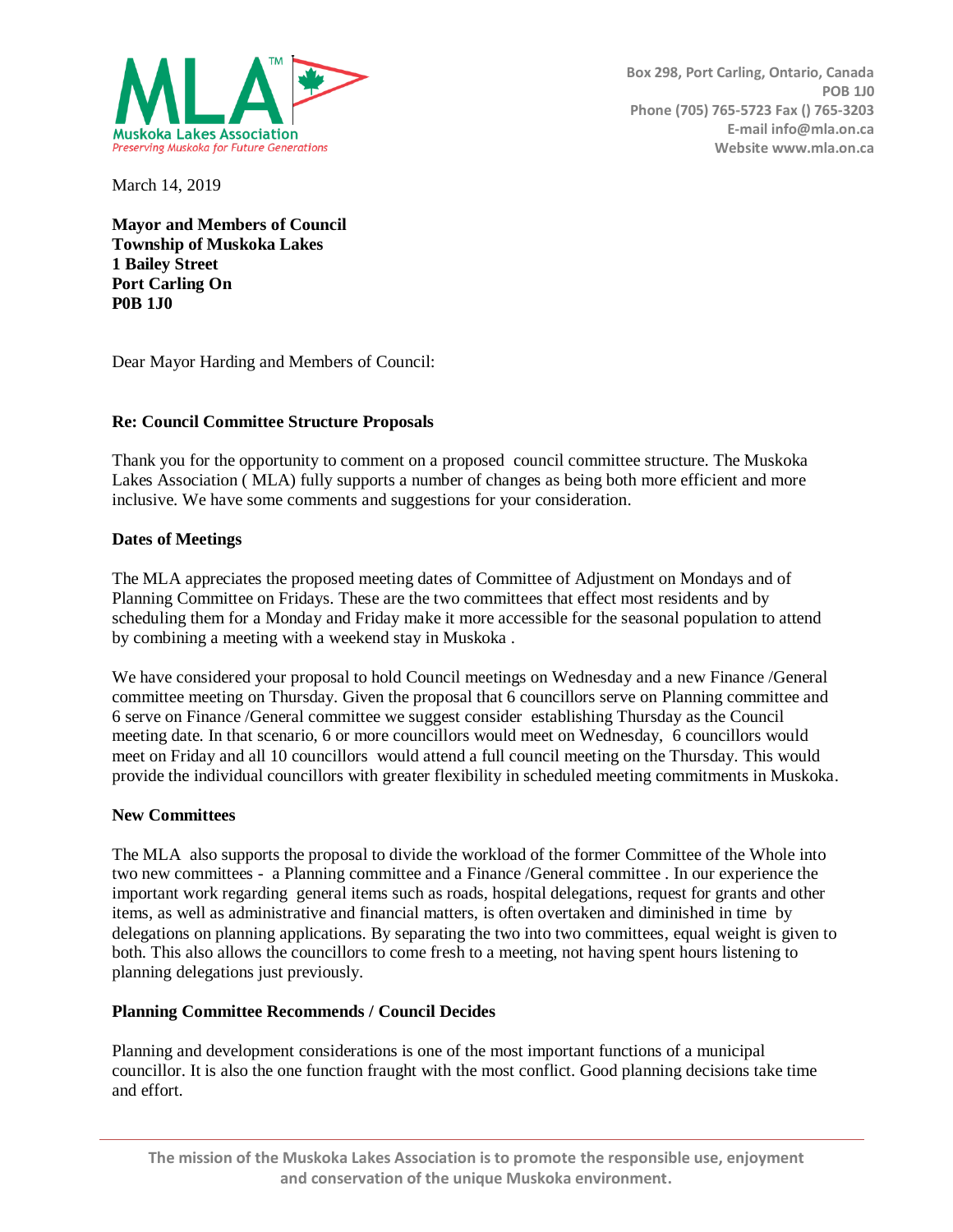**MLA™**
**Muskoka Lakes Association**
*Preserving Muskoka for Future Generations*

Box 298, Port Carling, Ontario, Canada
POB 1J0
Phone (705) 765-5723 Fax () 765-3203
E-mail info@mla.on.ca
Website www.mla.on.ca

March 14, 2019

**Mayor and Members of Council**
**Township of Muskoka Lakes**
**1 Bailey Street**
**Port Carling On**
**P0B 1J0**

Dear Mayor Harding and Members of Council:

**Re: Council Committee Structure Proposals**

Thank you for the opportunity to comment on a proposed council committee structure. The Muskoka Lakes Association ( MLA) fully supports a number of changes as being both more efficient and more inclusive. We have some comments and suggestions for your consideration.

**Dates of Meetings**

The MLA appreciates the proposed meeting dates of Committee of Adjustment on Mondays and of Planning Committee on Fridays. These are the two committees that effect most residents and by scheduling them for a Monday and Friday make it more accessible for the seasonal population to attend by combining a meeting with a weekend stay in Muskoka .

We have considered your proposal to hold Council meetings on Wednesday and a new Finance /General committee meeting on Thursday. Given the proposal that 6 councillors serve on Planning committee and 6 serve on Finance /General committee we suggest consider establishing Thursday as the Council meeting date. In that scenario, 6 or more councillors would meet on Wednesday, 6 councillors would meet on Friday and all 10 councillors would attend a full council meeting on the Thursday. This would provide the individual councillors with greater flexibility in scheduled meeting commitments in Muskoka.

**New Committees**

The MLA also supports the proposal to divide the workload of the former Committee of the Whole into two new committees - a Planning committee and a Finance /General committee . In our experience the important work regarding general items such as roads, hospital delegations, request for grants and other items, as well as administrative and financial matters, is often overtaken and diminished in time by delegations on planning applications. By separating the two into two committees, equal weight is given to both. This also allows the councillors to come fresh to a meeting, not having spent hours listening to planning delegations just previously.

**Planning Committee Recommends / Council Decides**

Planning and development considerations is one of the most important functions of a municipal councillor. It is also the one function fraught with the most conflict. Good planning decisions take time and effort.

The mission of the Muskoka Lakes Association is to promote the responsible use, enjoyment and conservation of the unique Muskoka environment.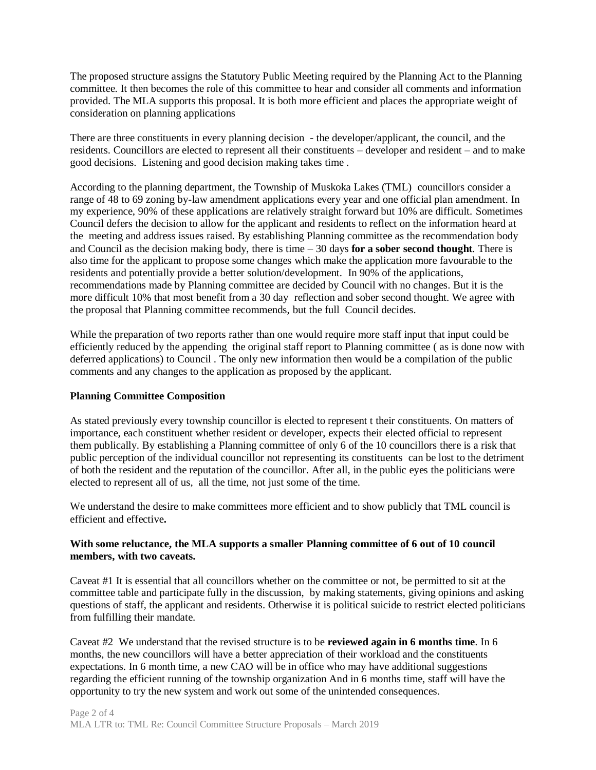The proposed structure assigns the Statutory Public Meeting required by the Planning Act to the Planning committee. It then becomes the role of this committee to hear and consider all comments and information provided. The MLA supports this proposal. It is both more efficient and places the appropriate weight of consideration on planning applications

There are three constituents in every planning decision - the developer/applicant, the council, and the residents. Councillors are elected to represent all their constituents – developer and resident – and to make good decisions. Listening and good decision making takes time .

According to the planning department, the Township of Muskoka Lakes (TML) councillors consider a range of 48 to 69 zoning by-law amendment applications every year and one official plan amendment. In my experience, 90% of these applications are relatively straight forward but 10% are difficult. Sometimes Council defers the decision to allow for the applicant and residents to reflect on the information heard at the meeting and address issues raised. By establishing Planning committee as the recommendation body and Council as the decision making body, there is time – 30 days **for a sober second thought**. There is also time for the applicant to propose some changes which make the application more favourable to the residents and potentially provide a better solution/development. In 90% of the applications, recommendations made by Planning committee are decided by Council with no changes. But it is the more difficult 10% that most benefit from a 30 day reflection and sober second thought. We agree with the proposal that Planning committee recommends, but the full Council decides.

While the preparation of two reports rather than one would require more staff input that input could be efficiently reduced by the appending the original staff report to Planning committee ( as is done now with deferred applications) to Council . The only new information then would be a compilation of the public comments and any changes to the application as proposed by the applicant.

**Planning Committee Composition**

As stated previously every township councillor is elected to represent t their constituents. On matters of importance, each constituent whether resident or developer, expects their elected official to represent them publically. By establishing a Planning committee of only 6 of the 10 councillors there is a risk that public perception of the individual councillor not representing its constituents can be lost to the detriment of both the resident and the reputation of the councillor. After all, in the public eyes the politicians were elected to represent all of us, all the time, not just some of the time.

We understand the desire to make committees more efficient and to show publicly that TML council is efficient and effective**.**

**With some reluctance, the MLA supports a smaller Planning committee of 6 out of 10 council members, with two caveats.**

Caveat #1 It is essential that all councillors whether on the committee or not, be permitted to sit at the committee table and participate fully in the discussion, by making statements, giving opinions and asking questions of staff, the applicant and residents. Otherwise it is political suicide to restrict elected politicians from fulfilling their mandate.

Caveat #2 We understand that the revised structure is to be **reviewed again in 6 months time**. In 6 months, the new councillors will have a better appreciation of their workload and the constituents expectations. In 6 month time, a new CAO will be in office who may have additional suggestions regarding the efficient running of the township organization And in 6 months time, staff will have the opportunity to try the new system and work out some of the unintended consequences.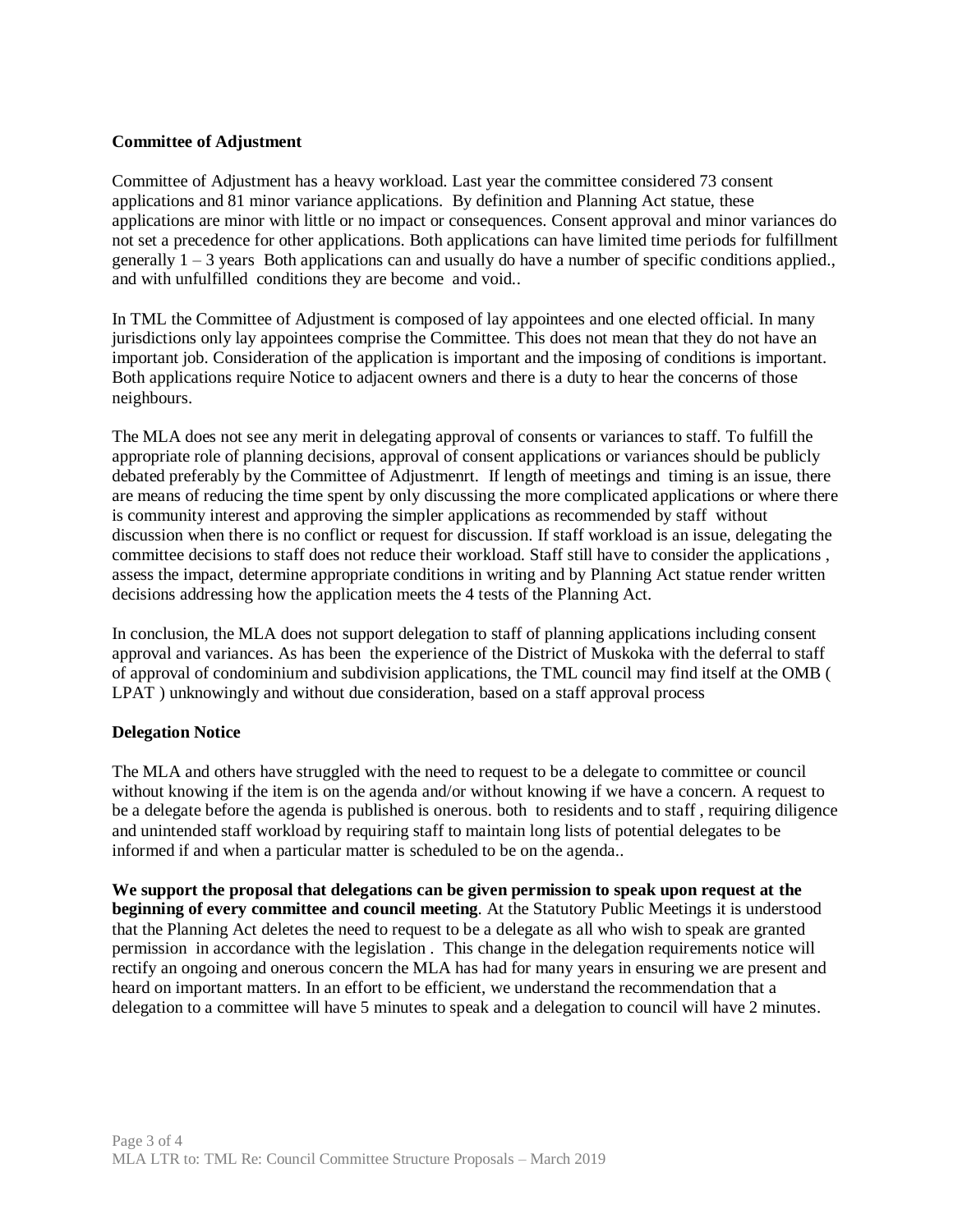**Committee of Adjustment**

Committee of Adjustment has a heavy workload. Last year the committee considered 73 consent applications and 81 minor variance applications. By definition and Planning Act statue, these applications are minor with little or no impact or consequences. Consent approval and minor variances do not set a precedence for other applications. Both applications can have limited time periods for fulfillment generally 1 – 3 years Both applications can and usually do have a number of specific conditions applied., and with unfulfilled conditions they are become and void..

In TML the Committee of Adjustment is composed of lay appointees and one elected official. In many jurisdictions only lay appointees comprise the Committee. This does not mean that they do not have an important job. Consideration of the application is important and the imposing of conditions is important. Both applications require Notice to adjacent owners and there is a duty to hear the concerns of those neighbours.

The MLA does not see any merit in delegating approval of consents or variances to staff. To fulfill the appropriate role of planning decisions, approval of consent applications or variances should be publicly debated preferably by the Committee of Adjustmenrt. If length of meetings and timing is an issue, there are means of reducing the time spent by only discussing the more complicated applications or where there is community interest and approving the simpler applications as recommended by staff without discussion when there is no conflict or request for discussion. If staff workload is an issue, delegating the committee decisions to staff does not reduce their workload. Staff still have to consider the applications , assess the impact, determine appropriate conditions in writing and by Planning Act statue render written decisions addressing how the application meets the 4 tests of the Planning Act.

In conclusion, the MLA does not support delegation to staff of planning applications including consent approval and variances. As has been the experience of the District of Muskoka with the deferral to staff of approval of condominium and subdivision applications, the TML council may find itself at the OMB ( LPAT ) unknowingly and without due consideration, based on a staff approval process

**Delegation Notice**

The MLA and others have struggled with the need to request to be a delegate to committee or council without knowing if the item is on the agenda and/or without knowing if we have a concern. A request to be a delegate before the agenda is published is onerous. both to residents and to staff , requiring diligence and unintended staff workload by requiring staff to maintain long lists of potential delegates to be informed if and when a particular matter is scheduled to be on the agenda..

**We support the proposal that delegations can be given permission to speak upon request at the beginning of every committee and council meeting**. At the Statutory Public Meetings it is understood that the Planning Act deletes the need to request to be a delegate as all who wish to speak are granted permission in accordance with the legislation . This change in the delegation requirements notice will rectify an ongoing and onerous concern the MLA has had for many years in ensuring we are present and heard on important matters. In an effort to be efficient, we understand the recommendation that a delegation to a committee will have 5 minutes to speak and a delegation to council will have 2 minutes.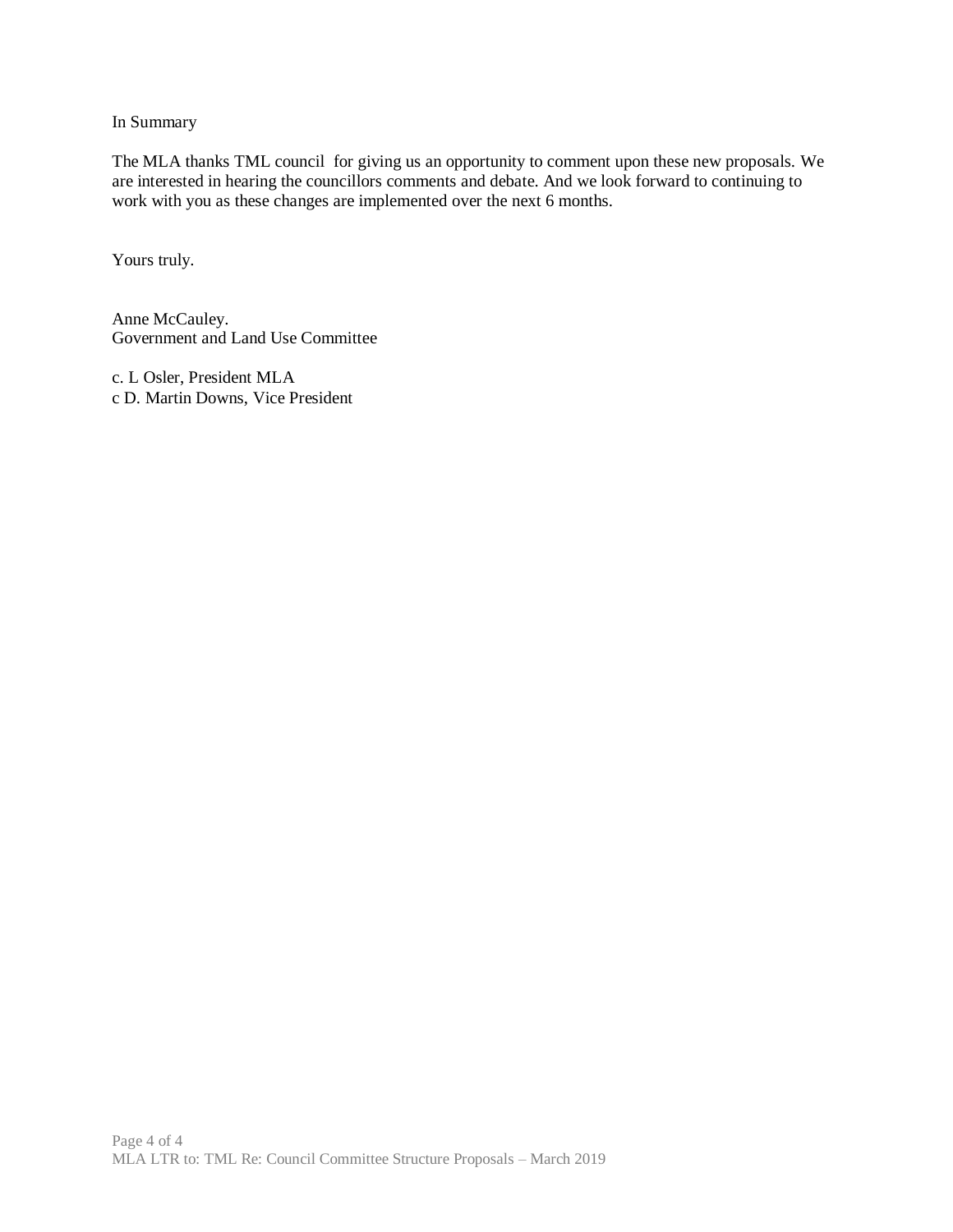In Summary

The MLA thanks TML council  for giving us an opportunity to comment upon these new proposals. We are interested in hearing the councillors comments and debate. And we look forward to continuing to work with you as these changes are implemented over the next 6 months.

Yours truly.

Anne McCauley.
Government and Land Use Committee

c. L Osler, President MLA
c D. Martin Downs, Vice President